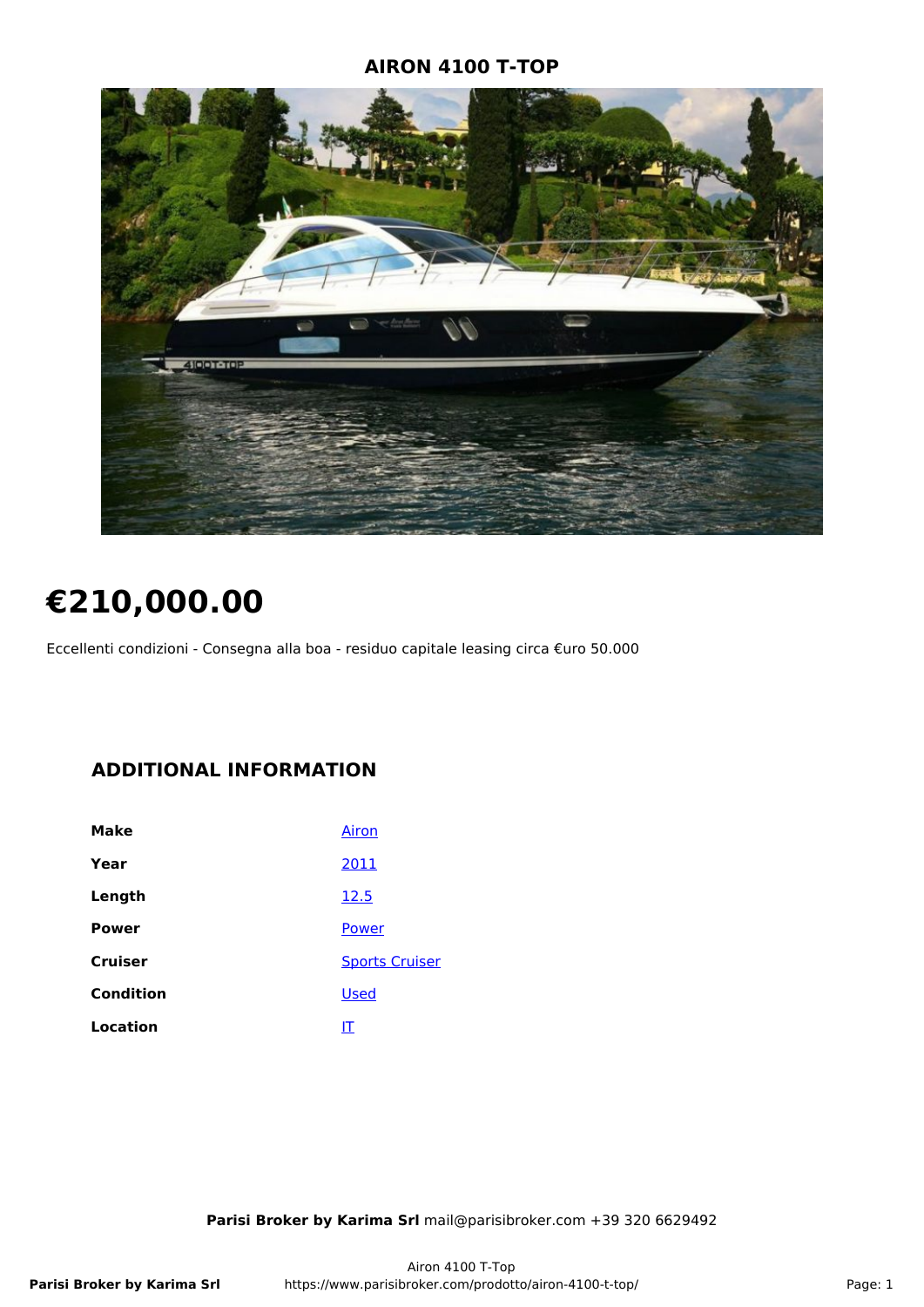# AIRON 4100 T-TOP

# €210,000.00

Eccellenti condizioni - Consegna alla boa - residuo capitale leasing circa €uro 50.000

## ADDITIONAL INFORMATION

| | |
|---|---|
| **Make** | Airon |
| **Year** | 2011 |
| **Length** | 12.5 |
| **Power** | Power |
| **Cruiser** | Sports Cruiser |
| **Condition** | Used |
| **Location** | IT |

**Parisi Broker by Karima Srl** mail@parisibroker.com +39 320 6629492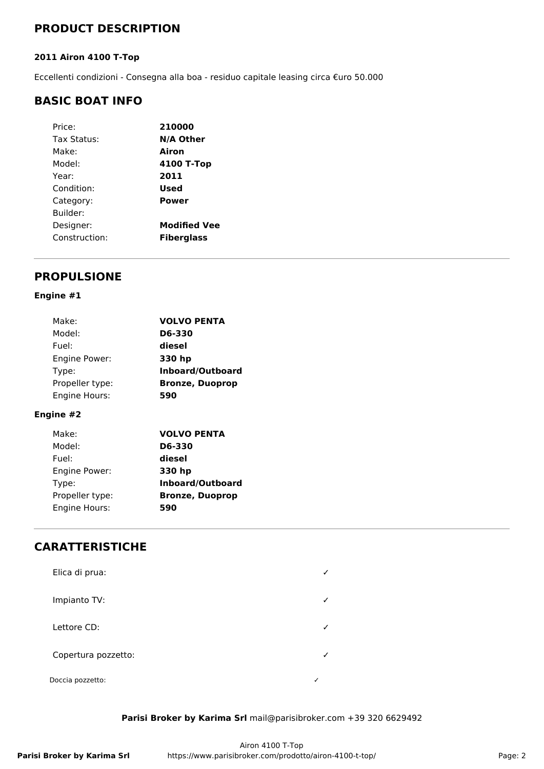## PRODUCT DESCRIPTION

**2011 Airon 4100 T-Top**

Eccellenti condizioni - Consegna alla boa - residuo capitale leasing circa €uro 50.000

## BASIC BOAT INFO

| | |
|---|---|
| Price: | **210000** |
| Tax Status: | **N/A Other** |
| Make: | **Airon** |
| Model: | **4100 T-Top** |
| Year: | **2011** |
| Condition: | **Used** |
| Category: | **Power** |
| Builder: | |
| Designer: | **Modified Vee** |
| Construction: | **Fiberglass** |

## PROPULSIONE

**Engine #1**

| | |
|---|---|
| Make: | **VOLVO PENTA** |
| Model: | **D6-330** |
| Fuel: | **diesel** |
| Engine Power: | **330 hp** |
| Type: | **Inboard/Outboard** |
| Propeller type: | **Bronze, Duoprop** |
| Engine Hours: | **590** |

**Engine #2**

| | |
|---|---|
| Make: | **VOLVO PENTA** |
| Model: | **D6-330** |
| Fuel: | **diesel** |
| Engine Power: | **330 hp** |
| Type: | **Inboard/Outboard** |
| Propeller type: | **Bronze, Duoprop** |
| Engine Hours: | **590** |

## CARATTERISTICHE

| | |
|---|---|
| Elica di prua: | ✓ |
| Impianto TV: | ✓ |
| Lettore CD: | ✓ |
| Copertura pozzetto: | ✓ |
| Doccia pozzetto: | ✓ |

**Parisi Broker by Karima Srl** mail@parisibroker.com +39 320 6629492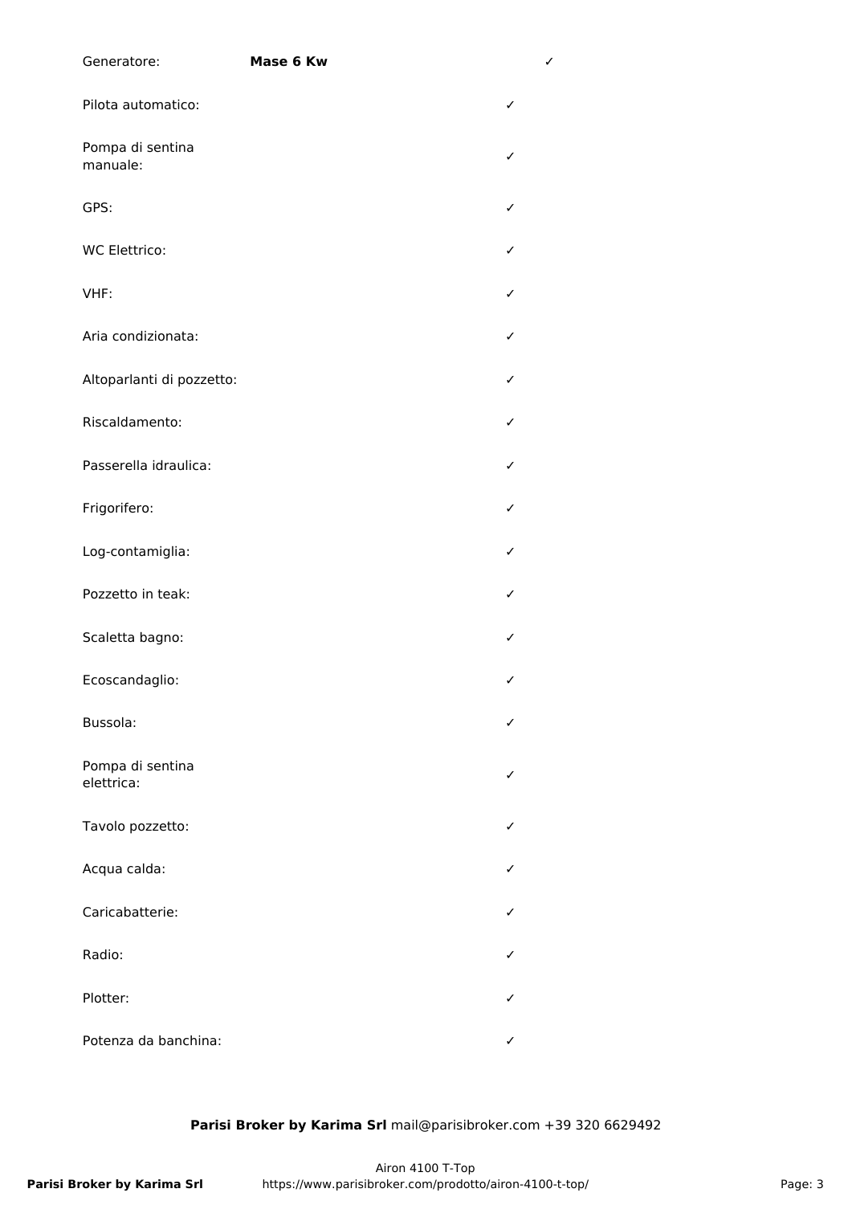| | | |
|---|---|---|
| Generatore: | **Mase 6 Kw** | ✓ |
| Pilota automatico: | | ✓ |
| Pompa di sentina manuale: | | ✓ |
| GPS: | | ✓ |
| WC Elettrico: | | ✓ |
| VHF: | | ✓ |
| Aria condizionata: | | ✓ |
| Altoparlanti di pozzetto: | | ✓ |
| Riscaldamento: | | ✓ |
| Passerella idraulica: | | ✓ |
| Frigorifero: | | ✓ |
| Log-contamiglia: | | ✓ |
| Pozzetto in teak: | | ✓ |
| Scaletta bagno: | | ✓ |
| Ecoscandaglio: | | ✓ |
| Bussola: | | ✓ |
| Pompa di sentina elettrica: | | ✓ |
| Tavolo pozzetto: | | ✓ |
| Acqua calda: | | ✓ |
| Caricabatterie: | | ✓ |
| Radio: | | ✓ |
| Plotter: | | ✓ |
| Potenza da banchina: | | ✓ |

**Parisi Broker by Karima Srl** mail@parisibroker.com +39 320 6629492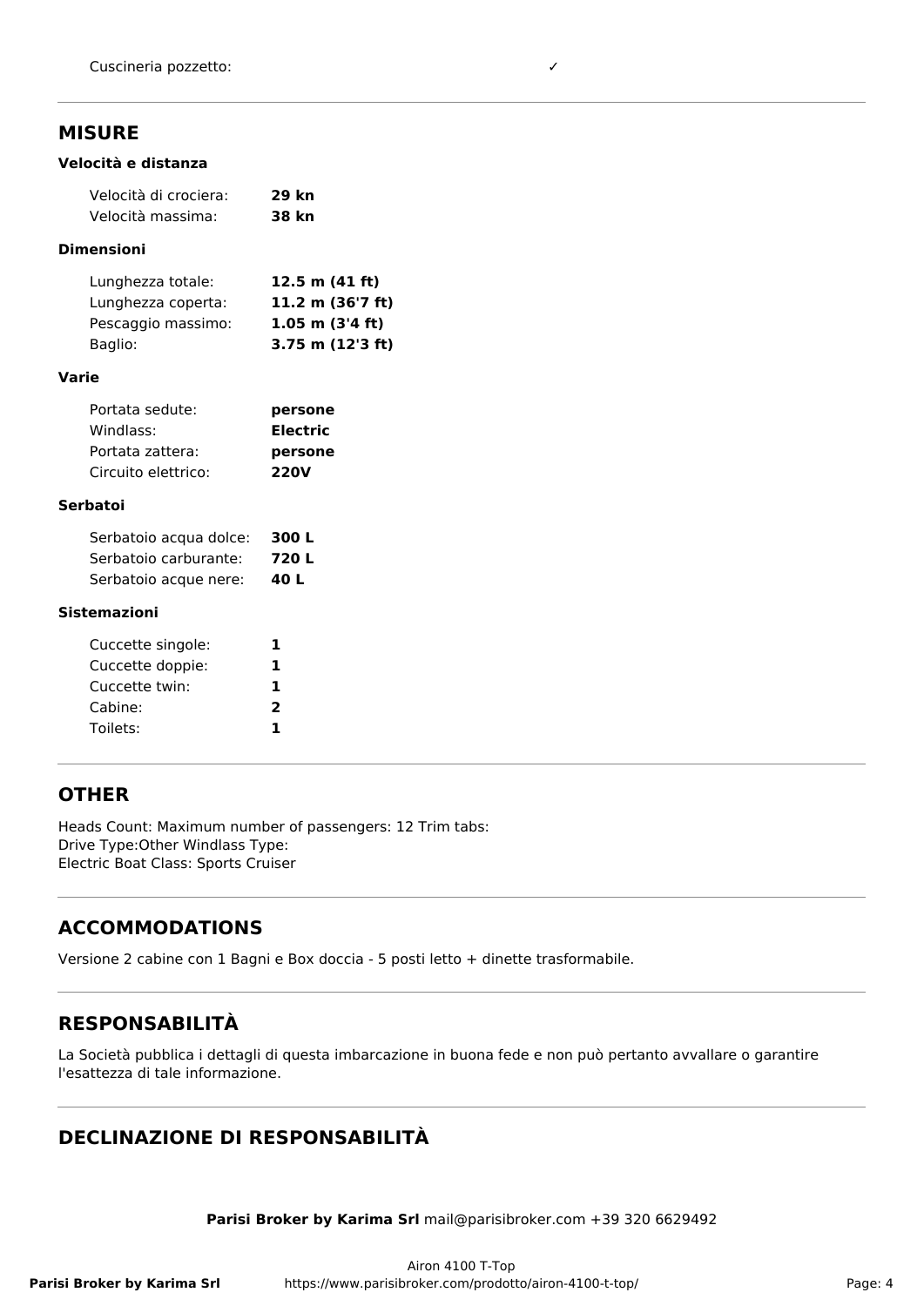| | |
|---|---|
| Cuscineria pozzetto: | ✓ |

## MISURE

### Velocità e distanza

| | |
|---|---|
| Velocità di crociera: | **29 kn** |
| Velocità massima: | **38 kn** |

### Dimensioni

| | |
|---|---|
| Lunghezza totale: | **12.5 m (41 ft)** |
| Lunghezza coperta: | **11.2 m (36'7 ft)** |
| Pescaggio massimo: | **1.05 m (3'4 ft)** |
| Baglio: | **3.75 m (12'3 ft)** |

### Varie

| | |
|---|---|
| Portata sedute: | **persone** |
| Windlass: | **Electric** |
| Portata zattera: | **persone** |
| Circuito elettrico: | **220V** |

### Serbatoi

| | |
|---|---|
| Serbatoio acqua dolce: | **300 L** |
| Serbatoio carburante: | **720 L** |
| Serbatoio acque nere: | **40 L** |

### Sistemazioni

| | |
|---|---|
| Cuccette singole: | **1** |
| Cuccette doppie: | **1** |
| Cuccette twin: | **1** |
| Cabine: | **2** |
| Toilets: | **1** |

## OTHER

Heads Count: Maximum number of passengers: 12 Trim tabs:
Drive Type:Other Windlass Type:
Electric Boat Class: Sports Cruiser

## ACCOMMODATIONS

Versione 2 cabine con 1 Bagni e Box doccia - 5 posti letto + dinette trasformabile.

## RESPONSABILITÀ

La Società pubblica i dettagli di questa imbarcazione in buona fede e non può pertanto avvallare o garantire l'esattezza di tale informazione.

## DECLINAZIONE DI RESPONSABILITÀ

**Parisi Broker by Karima Srl** mail@parisibroker.com +39 320 6629492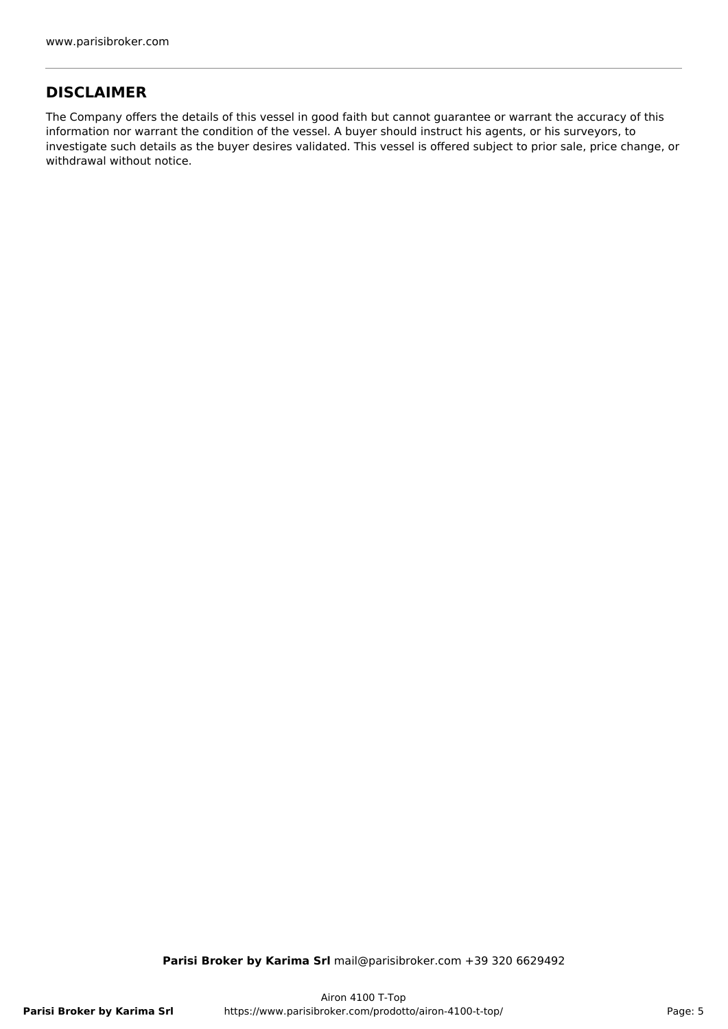## DISCLAIMER

The Company offers the details of this vessel in good faith but cannot guarantee or warrant the accuracy of this information nor warrant the condition of the vessel. A buyer should instruct his agents, or his surveyors, to investigate such details as the buyer desires validated. This vessel is offered subject to prior sale, price change, or withdrawal without notice.

**Parisi Broker by Karima Srl** mail@parisibroker.com +39 320 6629492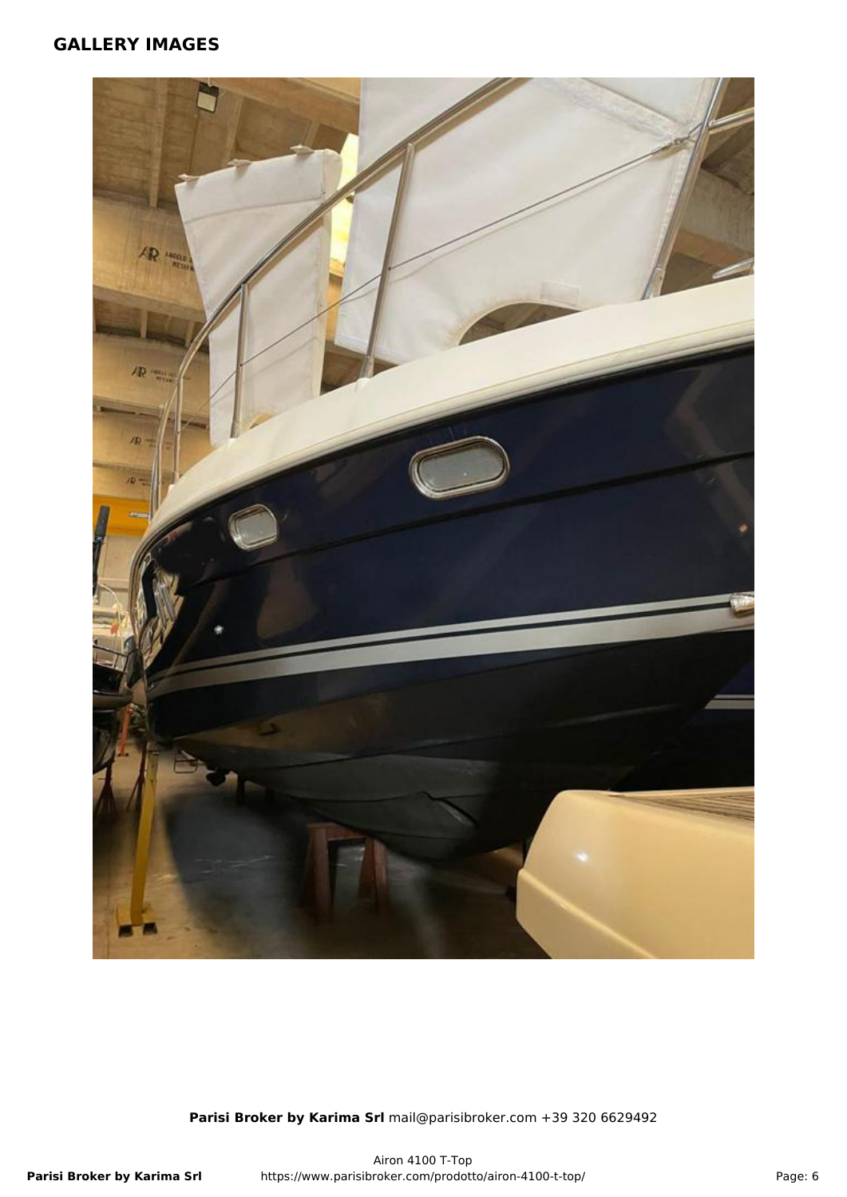## GALLERY IMAGES

**Parisi Broker by Karima Srl** mail@parisibroker.com +39 320 6629492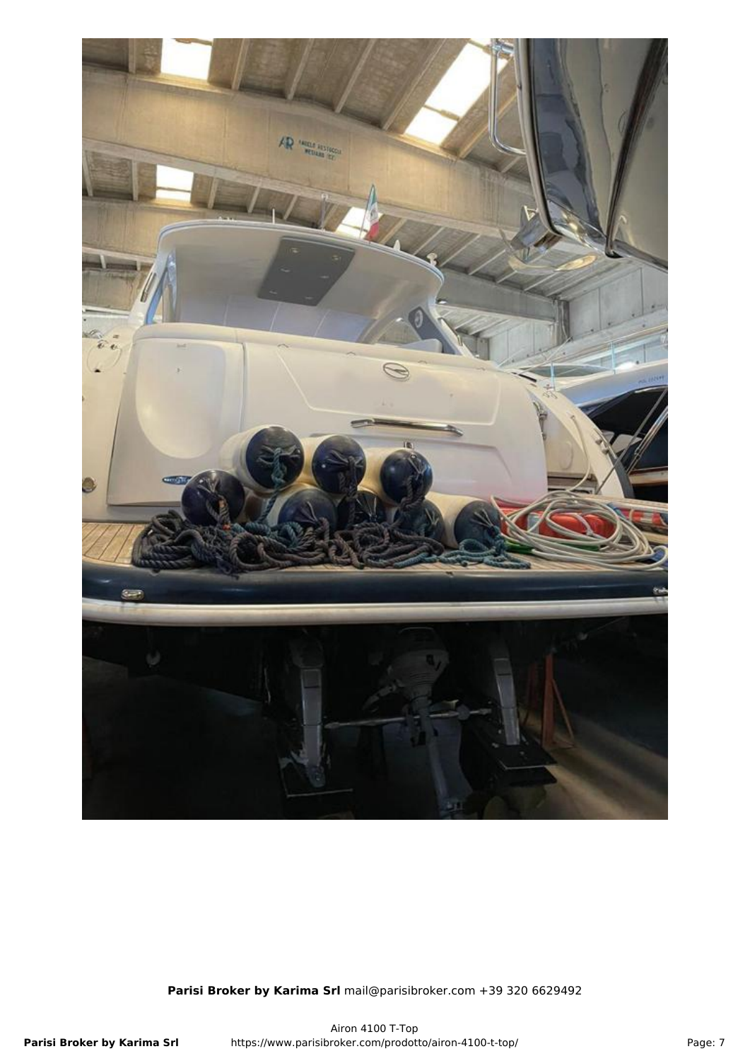**Parisi Broker by Karima Srl** mail@parisibroker.com +39 320 6629492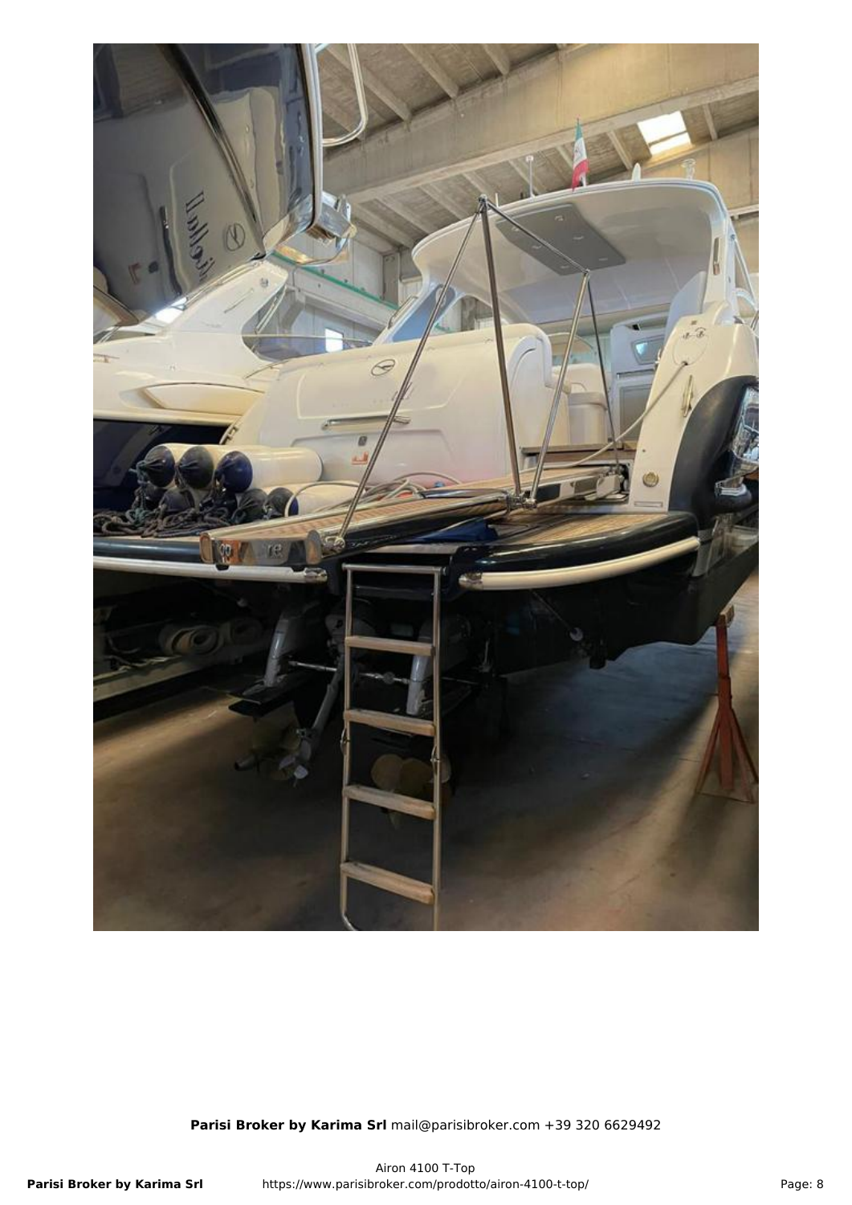**Parisi Broker by Karima Srl** mail@parisibroker.com +39 320 6629492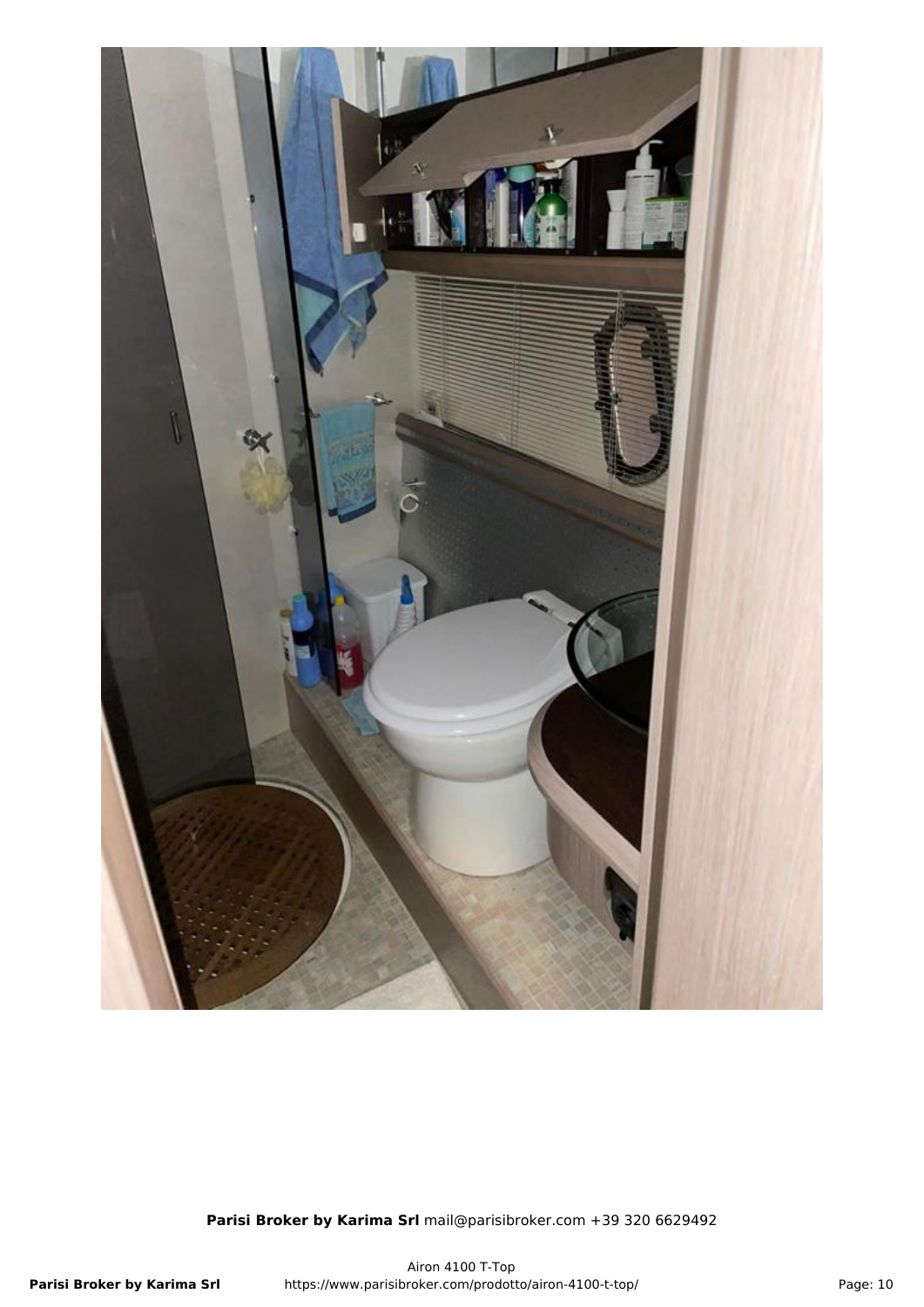**Parisi Broker by Karima Srl** mail@parisibroker.com +39 320 6629492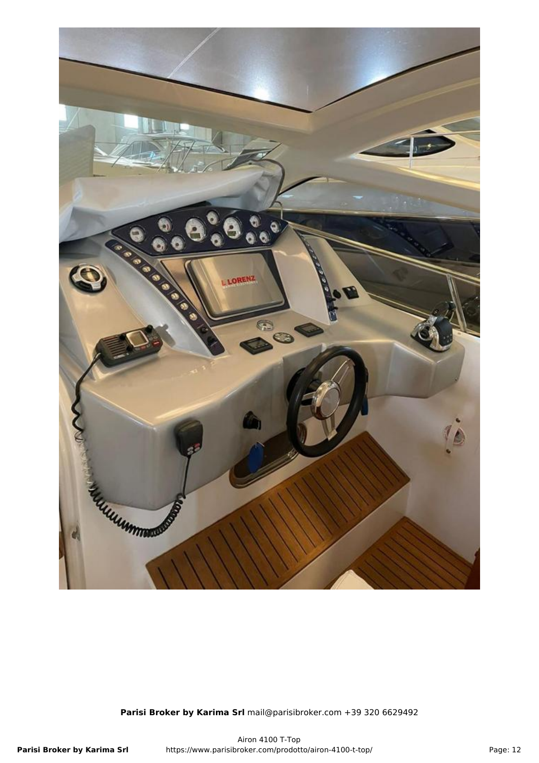**Parisi Broker by Karima Srl** mail@parisibroker.com +39 320 6629492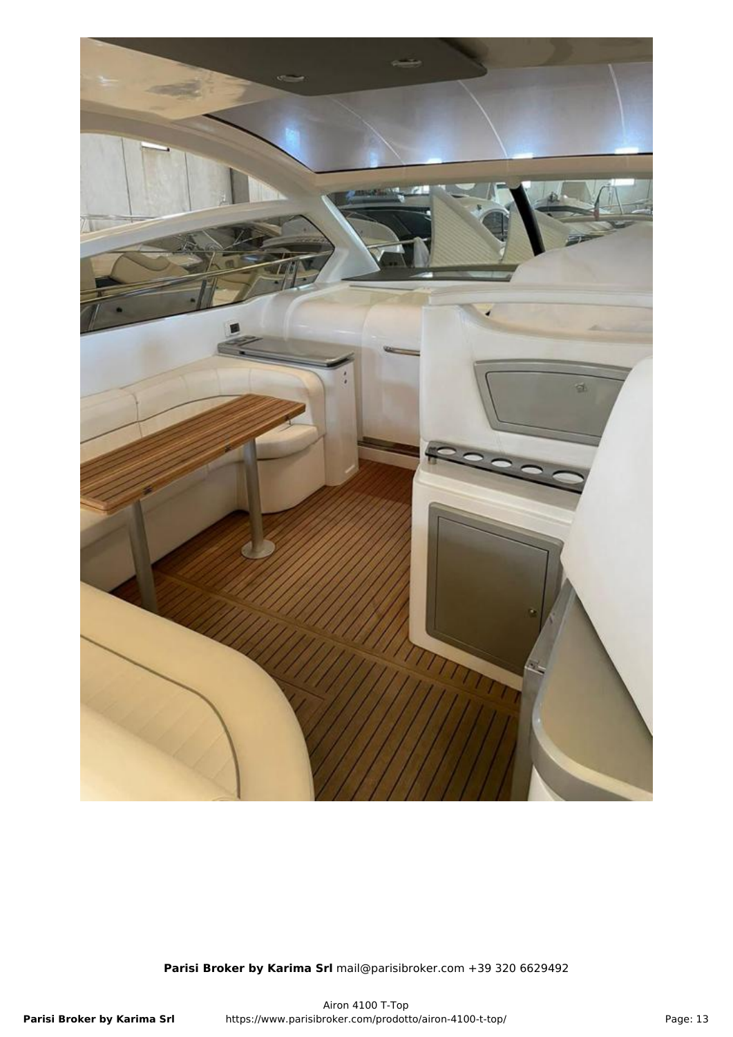**Parisi Broker by Karima Srl** mail@parisibroker.com +39 320 6629492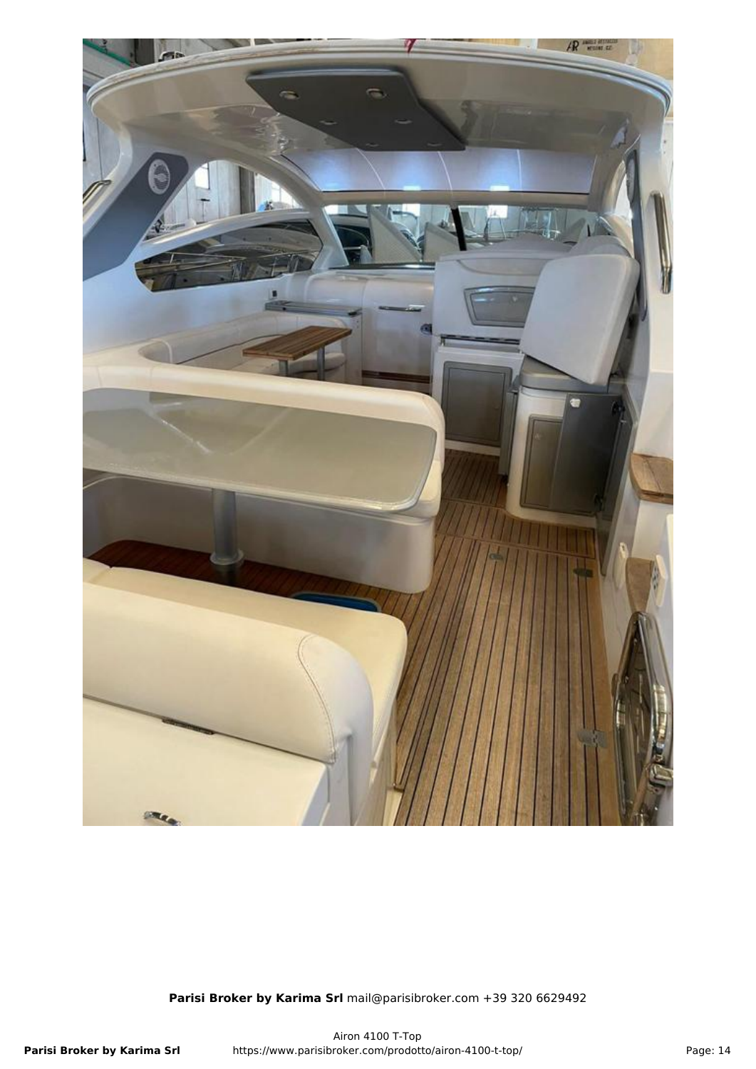**Parisi Broker by Karima Srl** mail@parisibroker.com +39 320 6629492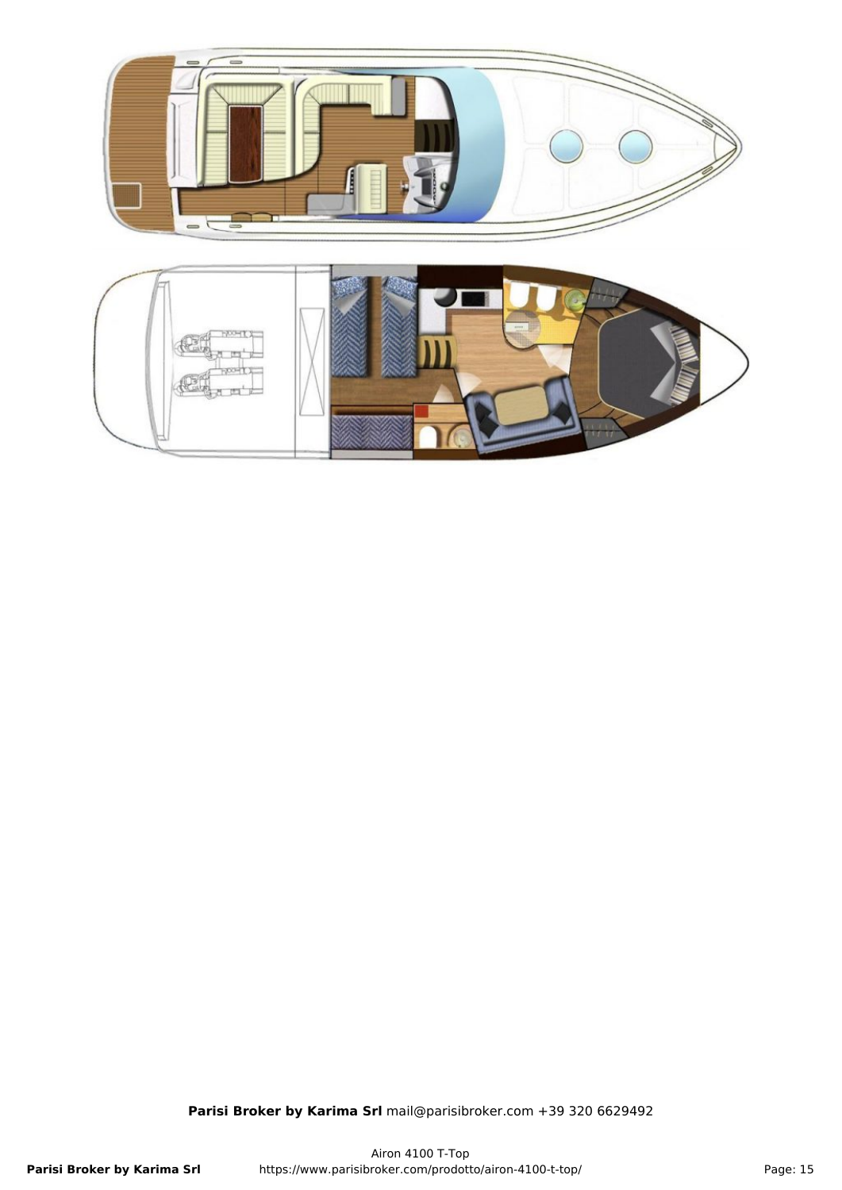**Parisi Broker by Karima Srl** mail@parisibroker.com +39 320 6629492